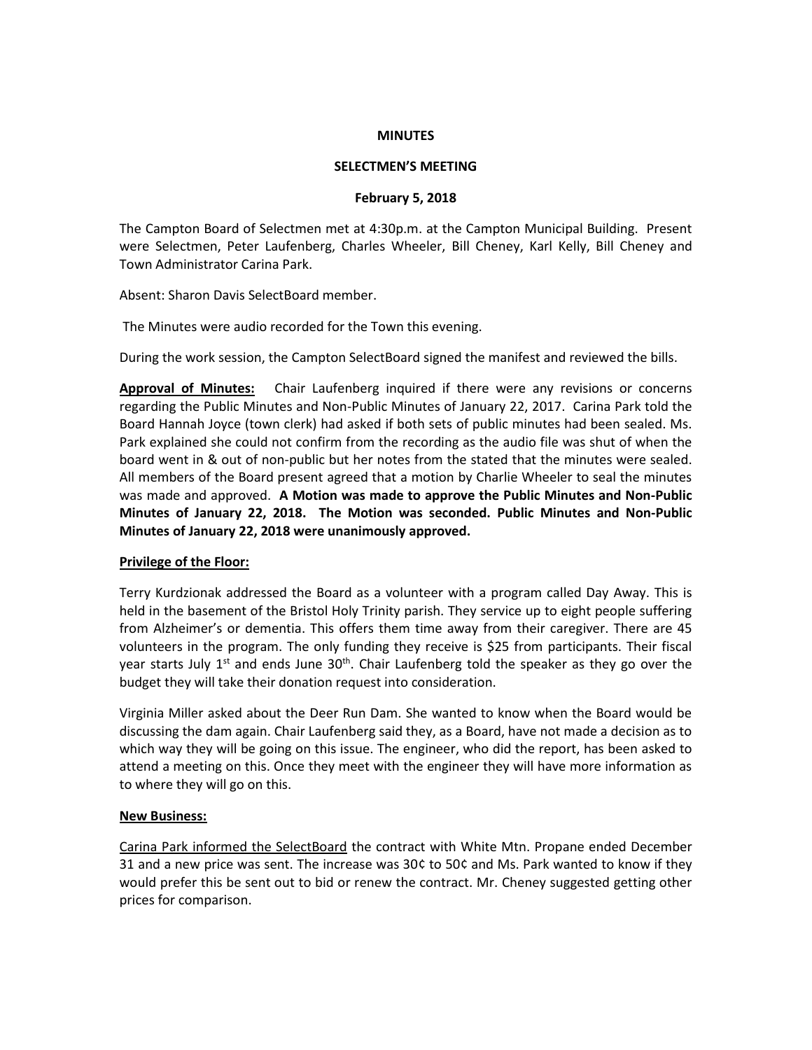**MINUTES**

**SELECTMEN'S MEETING**

**February 5, 2018**

The Campton Board of Selectmen met at 4:30p.m. at the Campton Municipal Building. Present were Selectmen, Peter Laufenberg, Charles Wheeler, Bill Cheney, Karl Kelly, Bill Cheney and Town Administrator Carina Park.

Absent: Sharon Davis SelectBoard member.

The Minutes were audio recorded for the Town this evening.

During the work session, the Campton SelectBoard signed the manifest and reviewed the bills.

**Approval of Minutes:** Chair Laufenberg inquired if there were any revisions or concerns regarding the Public Minutes and Non-Public Minutes of January 22, 2017. Carina Park told the Board Hannah Joyce (town clerk) had asked if both sets of public minutes had been sealed. Ms. Park explained she could not confirm from the recording as the audio file was shut of when the board went in & out of non-public but her notes from the stated that the minutes were sealed. All members of the Board present agreed that a motion by Charlie Wheeler to seal the minutes was made and approved. **A Motion was made to approve the Public Minutes and Non-Public Minutes of January 22, 2018. The Motion was seconded. Public Minutes and Non-Public Minutes of January 22, 2018 were unanimously approved.**

**Privilege of the Floor:**

Terry Kurdzionak addressed the Board as a volunteer with a program called Day Away. This is held in the basement of the Bristol Holy Trinity parish. They service up to eight people suffering from Alzheimer's or dementia. This offers them time away from their caregiver. There are 45 volunteers in the program. The only funding they receive is $25 from participants. Their fiscal year starts July 1st and ends June 30th. Chair Laufenberg told the speaker as they go over the budget they will take their donation request into consideration.

Virginia Miller asked about the Deer Run Dam. She wanted to know when the Board would be discussing the dam again. Chair Laufenberg said they, as a Board, have not made a decision as to which way they will be going on this issue. The engineer, who did the report, has been asked to attend a meeting on this. Once they meet with the engineer they will have more information as to where they will go on this.

**New Business:**

Carina Park informed the SelectBoard the contract with White Mtn. Propane ended December 31 and a new price was sent. The increase was 30¢ to 50¢ and Ms. Park wanted to know if they would prefer this be sent out to bid or renew the contract. Mr. Cheney suggested getting other prices for comparison.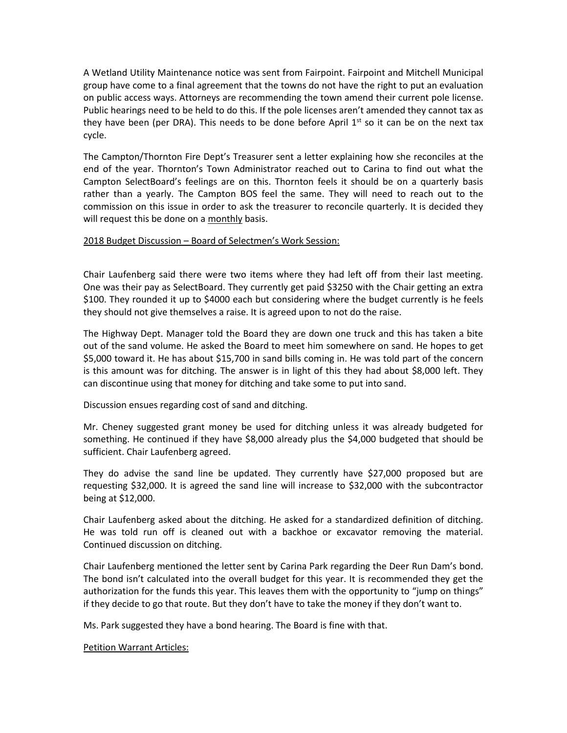A Wetland Utility Maintenance notice was sent from Fairpoint. Fairpoint and Mitchell Municipal group have come to a final agreement that the towns do not have the right to put an evaluation on public access ways. Attorneys are recommending the town amend their current pole license. Public hearings need to be held to do this. If the pole licenses aren't amended they cannot tax as they have been (per DRA). This needs to be done before April 1st so it can be on the next tax cycle.

The Campton/Thornton Fire Dept's Treasurer sent a letter explaining how she reconciles at the end of the year. Thornton's Town Administrator reached out to Carina to find out what the Campton SelectBoard's feelings are on this. Thornton feels it should be on a quarterly basis rather than a yearly. The Campton BOS feel the same. They will need to reach out to the commission on this issue in order to ask the treasurer to reconcile quarterly. It is decided they will request this be done on a <u>monthly</u> basis.

<u>2018 Budget Discussion – Board of Selectmen's Work Session:</u>

Chair Laufenberg said there were two items where they had left off from their last meeting. One was their pay as SelectBoard. They currently get paid $3250 with the Chair getting an extra $100. They rounded it up to $4000 each but considering where the budget currently is he feels they should not give themselves a raise. It is agreed upon to not do the raise.

The Highway Dept. Manager told the Board they are down one truck and this has taken a bite out of the sand volume. He asked the Board to meet him somewhere on sand. He hopes to get $5,000 toward it. He has about $15,700 in sand bills coming in. He was told part of the concern is this amount was for ditching. The answer is in light of this they had about $8,000 left. They can discontinue using that money for ditching and take some to put into sand.

Discussion ensues regarding cost of sand and ditching.

Mr. Cheney suggested grant money be used for ditching unless it was already budgeted for something. He continued if they have $8,000 already plus the $4,000 budgeted that should be sufficient. Chair Laufenberg agreed.

They do advise the sand line be updated. They currently have $27,000 proposed but are requesting $32,000. It is agreed the sand line will increase to $32,000 with the subcontractor being at $12,000.

Chair Laufenberg asked about the ditching. He asked for a standardized definition of ditching. He was told run off is cleaned out with a backhoe or excavator removing the material. Continued discussion on ditching.

Chair Laufenberg mentioned the letter sent by Carina Park regarding the Deer Run Dam's bond. The bond isn't calculated into the overall budget for this year. It is recommended they get the authorization for the funds this year. This leaves them with the opportunity to "jump on things" if they decide to go that route. But they don't have to take the money if they don't want to.

Ms. Park suggested they have a bond hearing. The Board is fine with that.

<u>Petition Warrant Articles:</u>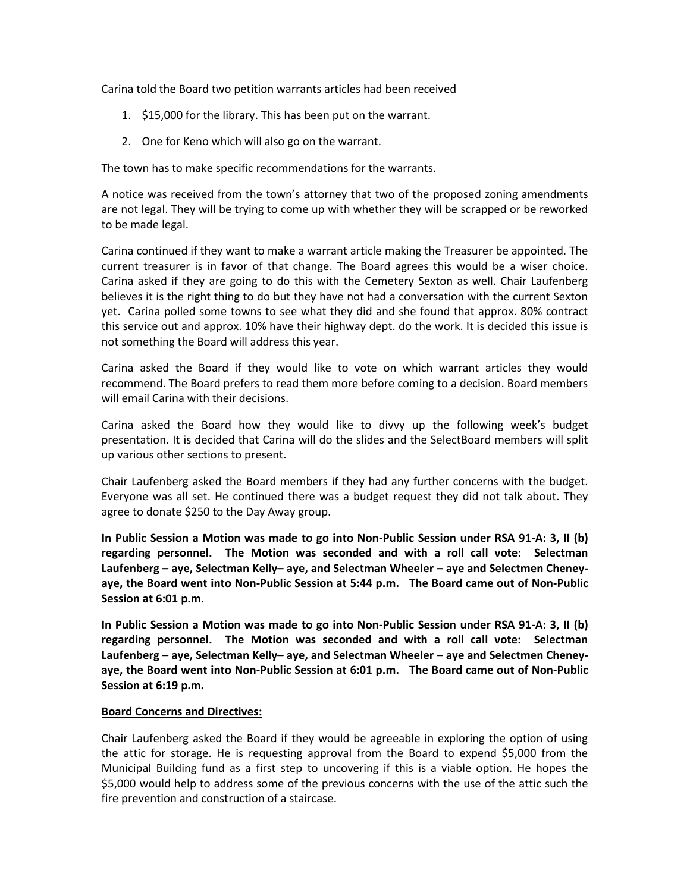Carina told the Board two petition warrants articles had been received

1. $15,000 for the library. This has been put on the warrant.
2. One for Keno which will also go on the warrant.

The town has to make specific recommendations for the warrants.

A notice was received from the town's attorney that two of the proposed zoning amendments are not legal. They will be trying to come up with whether they will be scrapped or be reworked to be made legal.

Carina continued if they want to make a warrant article making the Treasurer be appointed. The current treasurer is in favor of that change. The Board agrees this would be a wiser choice. Carina asked if they are going to do this with the Cemetery Sexton as well. Chair Laufenberg believes it is the right thing to do but they have not had a conversation with the current Sexton yet. Carina polled some towns to see what they did and she found that approx. 80% contract this service out and approx. 10% have their highway dept. do the work. It is decided this issue is not something the Board will address this year.

Carina asked the Board if they would like to vote on which warrant articles they would recommend. The Board prefers to read them more before coming to a decision. Board members will email Carina with their decisions.

Carina asked the Board how they would like to divvy up the following week's budget presentation. It is decided that Carina will do the slides and the SelectBoard members will split up various other sections to present.

Chair Laufenberg asked the Board members if they had any further concerns with the budget. Everyone was all set. He continued there was a budget request they did not talk about. They agree to donate $250 to the Day Away group.

**In Public Session a Motion was made to go into Non-Public Session under RSA 91-A: 3, II (b) regarding personnel. The Motion was seconded and with a roll call vote: Selectman Laufenberg – aye, Selectman Kelly– aye, and Selectman Wheeler – aye and Selectmen Cheney-aye, the Board went into Non-Public Session at 5:44 p.m. The Board came out of Non-Public Session at 6:01 p.m.**

**In Public Session a Motion was made to go into Non-Public Session under RSA 91-A: 3, II (b) regarding personnel. The Motion was seconded and with a roll call vote: Selectman Laufenberg – aye, Selectman Kelly– aye, and Selectman Wheeler – aye and Selectmen Cheney-aye, the Board went into Non-Public Session at 6:01 p.m. The Board came out of Non-Public Session at 6:19 p.m.**

**Board Concerns and Directives:**

Chair Laufenberg asked the Board if they would be agreeable in exploring the option of using the attic for storage. He is requesting approval from the Board to expend $5,000 from the Municipal Building fund as a first step to uncovering if this is a viable option. He hopes the $5,000 would help to address some of the previous concerns with the use of the attic such the fire prevention and construction of a staircase.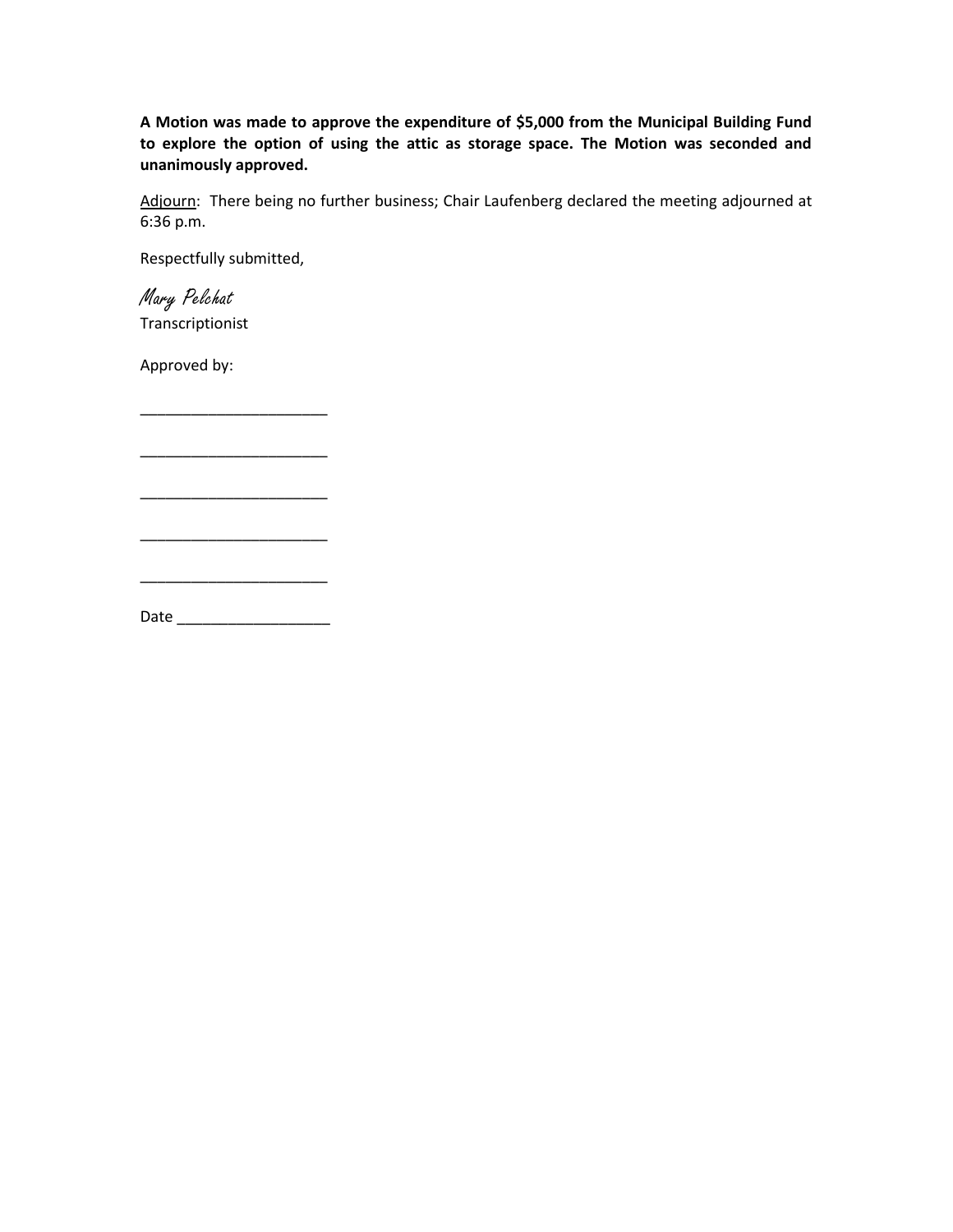**A Motion was made to approve the expenditure of $5,000 from the Municipal Building Fund to explore the option of using the attic as storage space. The Motion was seconded and unanimously approved.**

<u>Adjourn</u>: There being no further business; Chair Laufenberg declared the meeting adjourned at 6:36 p.m.

Respectfully submitted,

*Mary Pelchat*
Transcriptionist

Approved by:

______________________

______________________

______________________

______________________

______________________

Date __________________